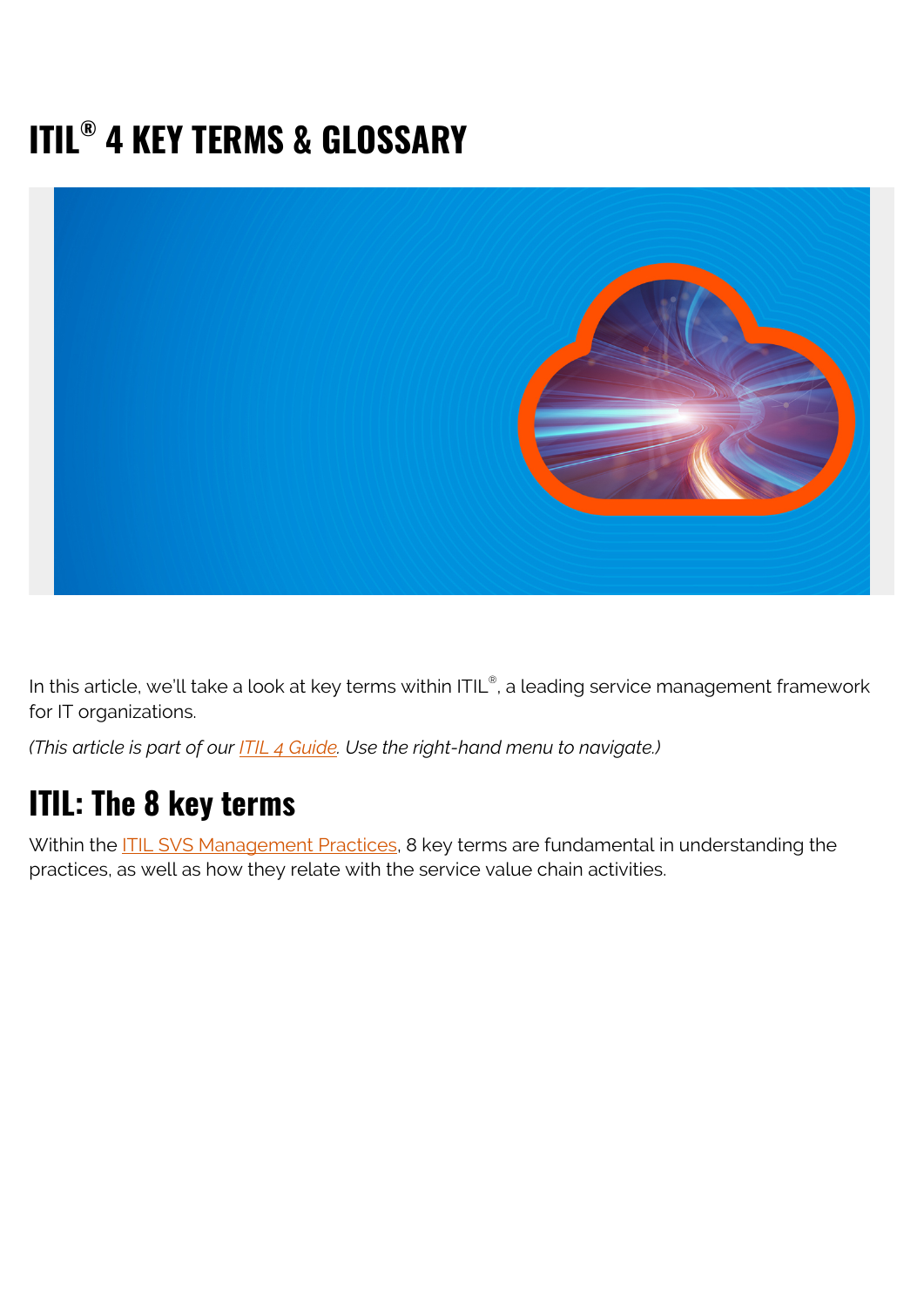# ITIL® 4 KEY TERMS & GLOSSARY

In this article, we'll take a look at key terms within ITIL®, a leading service management framework for IT organizations.

*(This article is part of our ITIL 4 Guide. Use the right-hand menu to navigate.)*

## ITIL: The 8 key terms

Within the ITIL SVS Management Practices, 8 key terms are fundamental in understanding the practices, as well as how they relate with the service value chain activities.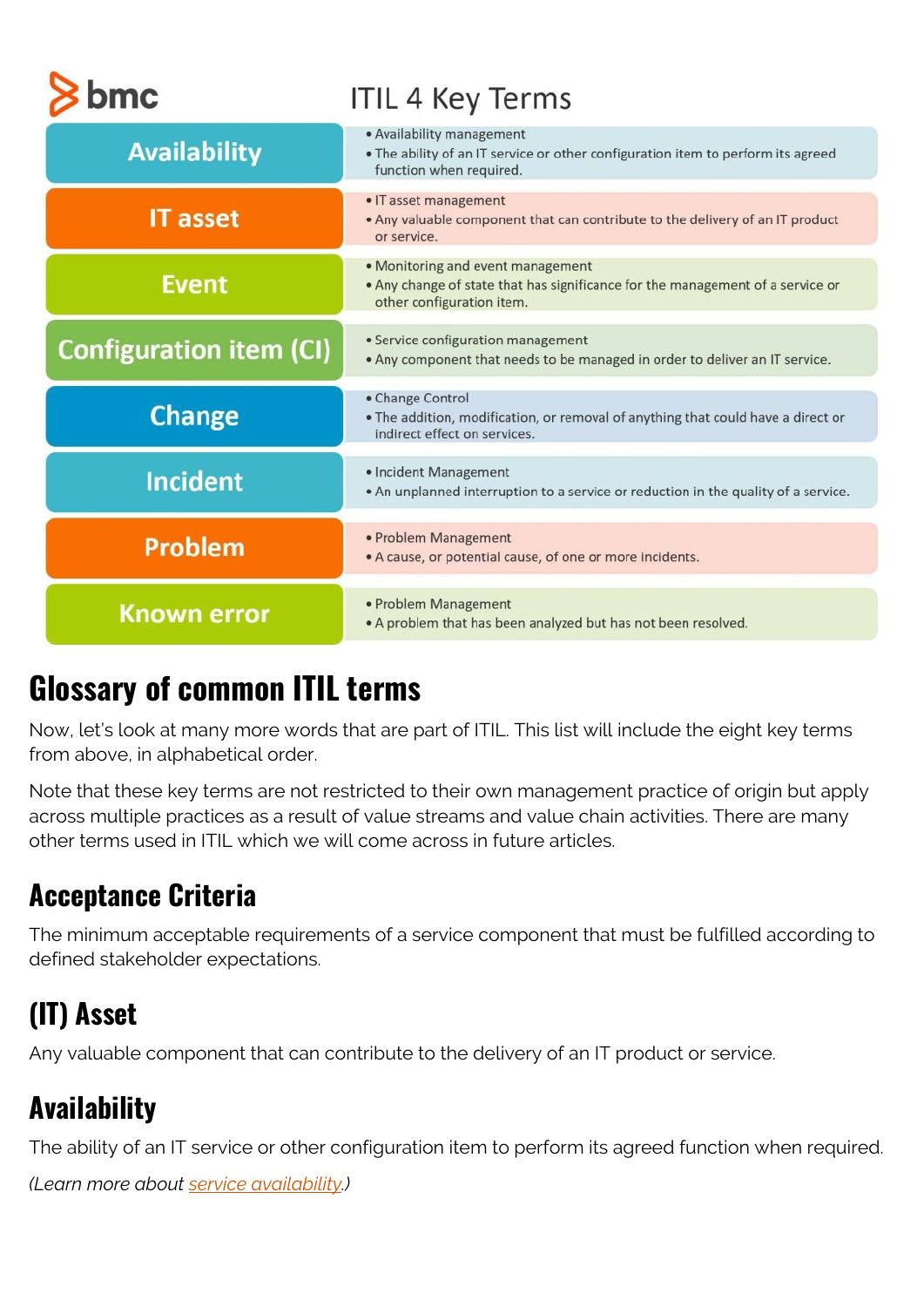bmc

## ITIL 4 Key Terms

| Term | Description |
| --- | --- |
| Availability | • Availability management<br>• The ability of an IT service or other configuration item to perform its agreed function when required. |
| IT asset | • IT asset management<br>• Any valuable component that can contribute to the delivery of an IT product or service. |
| Event | • Monitoring and event management<br>• Any change of state that has significance for the management of a service or other configuration item. |
| Configuration item (CI) | • Service configuration management<br>• Any component that needs to be managed in order to deliver an IT service. |
| Change | • Change Control<br>• The addition, modification, or removal of anything that could have a direct or indirect effect on services. |
| Incident | • Incident Management<br>• An unplanned interruption to a service or reduction in the quality of a service. |
| Problem | • Problem Management<br>• A cause, or potential cause, of one or more incidents. |
| Known error | • Problem Management<br>• A problem that has been analyzed but has not been resolved. |

# Glossary of common ITIL terms

Now, let's look at many more words that are part of ITIL. This list will include the eight key terms from above, in alphabetical order.

Note that these key terms are not restricted to their own management practice of origin but apply across multiple practices as a result of value streams and value chain activities. There are many other terms used in ITIL which we will come across in future articles.

## Acceptance Criteria

The minimum acceptable requirements of a service component that must be fulfilled according to defined stakeholder expectations.

## (IT) Asset

Any valuable component that can contribute to the delivery of an IT product or service.

## Availability

The ability of an IT service or other configuration item to perform its agreed function when required.

*(Learn more about service availability.)*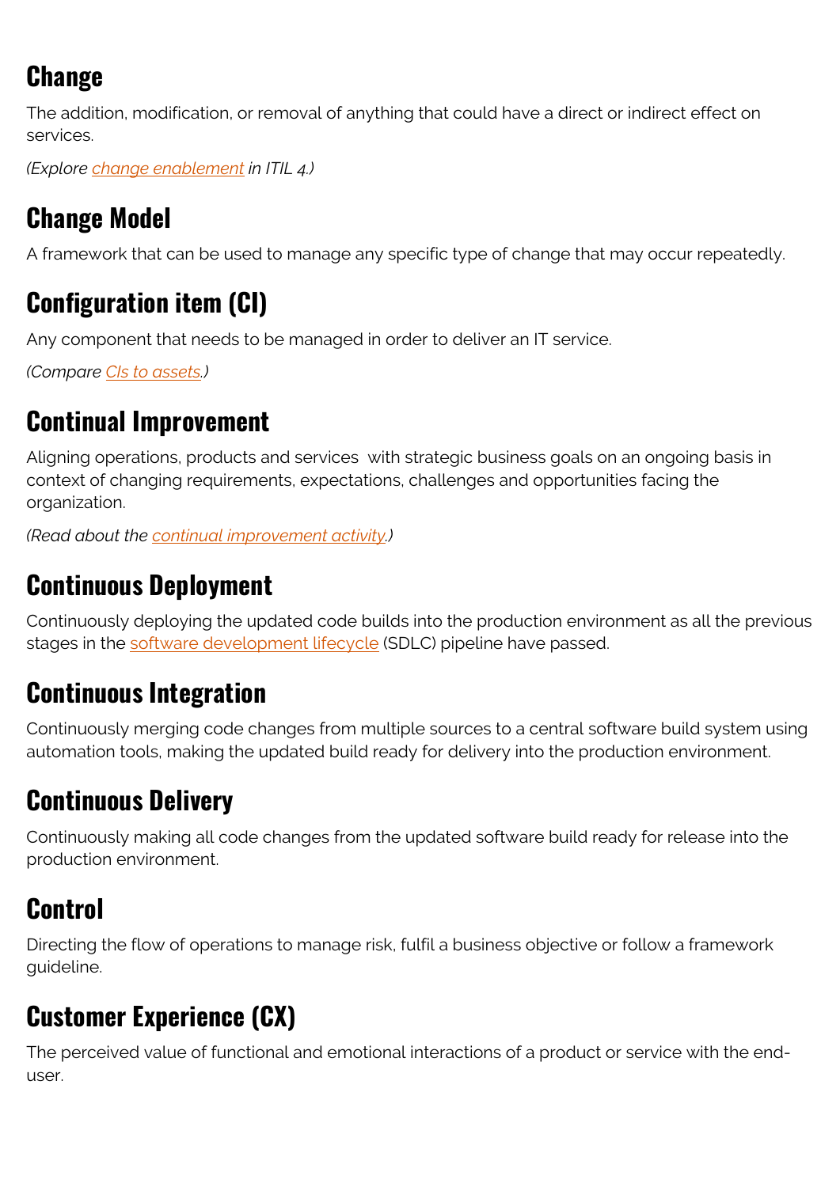## Change

The addition, modification, or removal of anything that could have a direct or indirect effect on services.

*(Explore change enablement in ITIL 4.)*

## Change Model

A framework that can be used to manage any specific type of change that may occur repeatedly.

## Configuration item (CI)

Any component that needs to be managed in order to deliver an IT service.

*(Compare CIs to assets.)*

## Continual Improvement

Aligning operations, products and services  with strategic business goals on an ongoing basis in context of changing requirements, expectations, challenges and opportunities facing the organization.

*(Read about the continual improvement activity.)*

## Continuous Deployment

Continuously deploying the updated code builds into the production environment as all the previous stages in the software development lifecycle (SDLC) pipeline have passed.

## Continuous Integration

Continuously merging code changes from multiple sources to a central software build system using automation tools, making the updated build ready for delivery into the production environment.

## Continuous Delivery

Continuously making all code changes from the updated software build ready for release into the production environment.

## Control

Directing the flow of operations to manage risk, fulfil a business objective or follow a framework guideline.

## Customer Experience (CX)

The perceived value of functional and emotional interactions of a product or service with the end-user.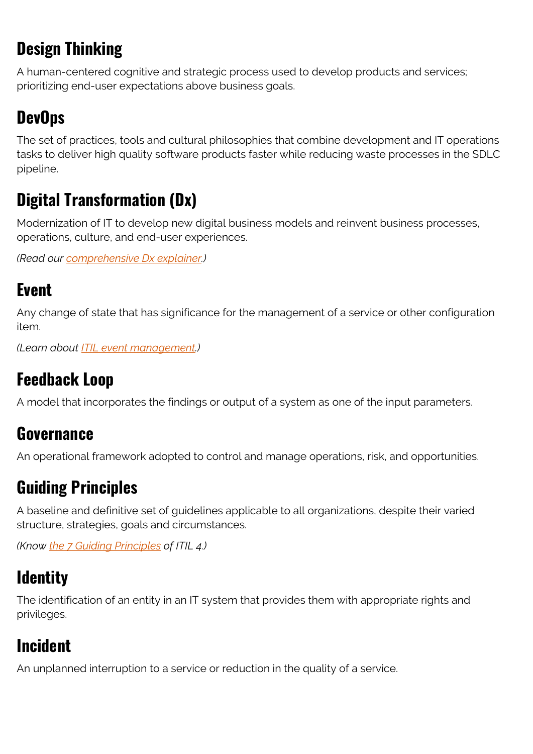## Design Thinking

A human-centered cognitive and strategic process used to develop products and services; prioritizing end-user expectations above business goals.

## DevOps

The set of practices, tools and cultural philosophies that combine development and IT operations tasks to deliver high quality software products faster while reducing waste processes in the SDLC pipeline.

## Digital Transformation (Dx)

Modernization of IT to develop new digital business models and reinvent business processes, operations, culture, and end-user experiences.

*(Read our comprehensive Dx explainer.)*

## Event

Any change of state that has significance for the management of a service or other configuration item.

*(Learn about ITIL event management.)*

## Feedback Loop

A model that incorporates the findings or output of a system as one of the input parameters.

## Governance

An operational framework adopted to control and manage operations, risk, and opportunities.

## Guiding Principles

A baseline and definitive set of guidelines applicable to all organizations, despite their varied structure, strategies, goals and circumstances.

*(Know the 7 Guiding Principles of ITIL 4.)*

## Identity

The identification of an entity in an IT system that provides them with appropriate rights and privileges.

## Incident

An unplanned interruption to a service or reduction in the quality of a service.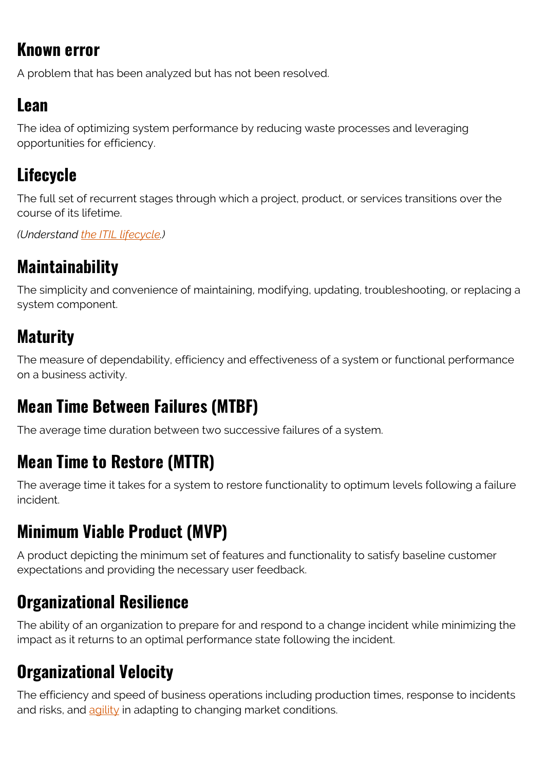## Known error

A problem that has been analyzed but has not been resolved.

## Lean

The idea of optimizing system performance by reducing waste processes and leveraging opportunities for efficiency.

## Lifecycle

The full set of recurrent stages through which a project, product, or services transitions over the course of its lifetime.

*(Understand [the ITIL lifecycle](the ITIL lifecycle).)*

## Maintainability

The simplicity and convenience of maintaining, modifying, updating, troubleshooting, or replacing a system component.

## Maturity

The measure of dependability, efficiency and effectiveness of a system or functional performance on a business activity.

## Mean Time Between Failures (MTBF)

The average time duration between two successive failures of a system.

## Mean Time to Restore (MTTR)

The average time it takes for a system to restore functionality to optimum levels following a failure incident.

## Minimum Viable Product (MVP)

A product depicting the minimum set of features and functionality to satisfy baseline customer expectations and providing the necessary user feedback.

## Organizational Resilience

The ability of an organization to prepare for and respond to a change incident while minimizing the impact as it returns to an optimal performance state following the incident.

## Organizational Velocity

The efficiency and speed of business operations including production times, response to incidents and risks, and agility in adapting to changing market conditions.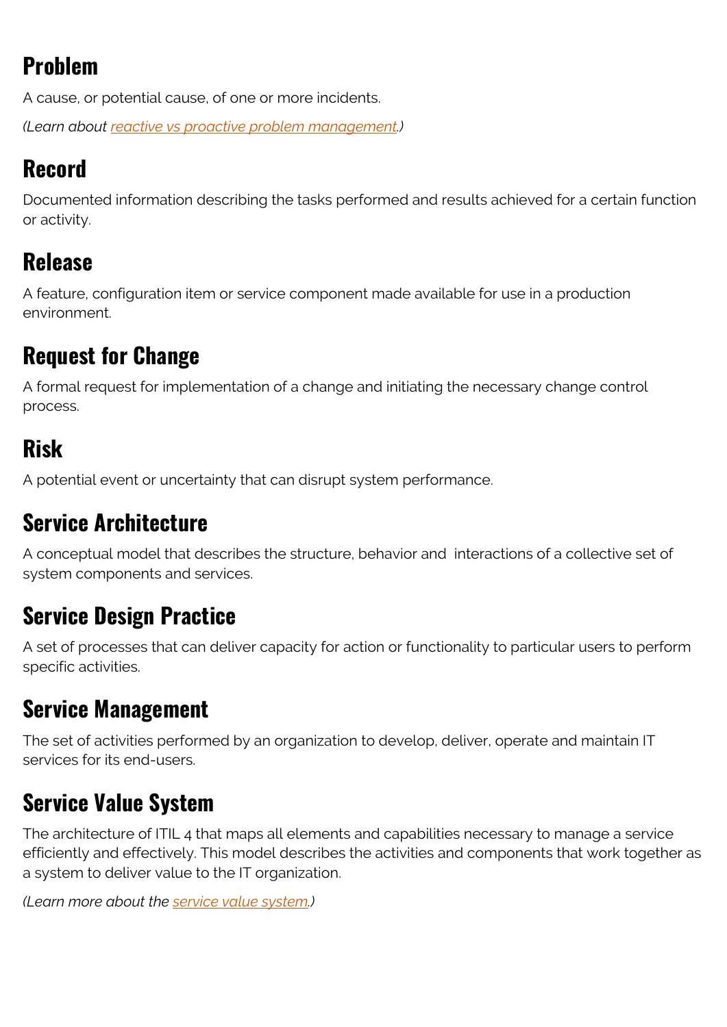## Problem

A cause, or potential cause, of one or more incidents.

*(Learn about reactive vs proactive problem management.)*

## Record

Documented information describing the tasks performed and results achieved for a certain function or activity.

## Release

A feature, configuration item or service component made available for use in a production environment.

## Request for Change

A formal request for implementation of a change and initiating the necessary change control process.

## Risk

A potential event or uncertainty that can disrupt system performance.

## Service Architecture

A conceptual model that describes the structure, behavior and interactions of a collective set of system components and services.

## Service Design Practice

A set of processes that can deliver capacity for action or functionality to particular users to perform specific activities.

## Service Management

The set of activities performed by an organization to develop, deliver, operate and maintain IT services for its end-users.

## Service Value System

The architecture of ITIL 4 that maps all elements and capabilities necessary to manage a service efficiently and effectively. This model describes the activities and components that work together as a system to deliver value to the IT organization.

*(Learn more about the service value system.)*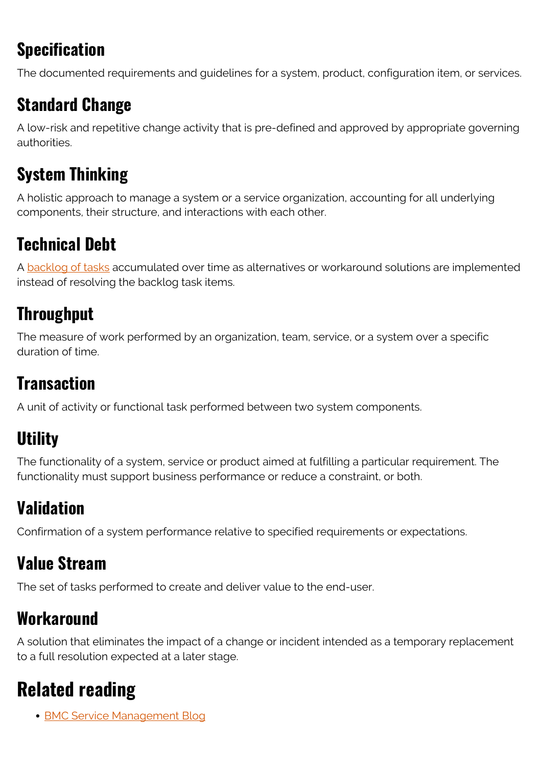## Specification

The documented requirements and guidelines for a system, product, configuration item, or services.

## Standard Change

A low-risk and repetitive change activity that is pre-defined and approved by appropriate governing authorities.

## System Thinking

A holistic approach to manage a system or a service organization, accounting for all underlying components, their structure, and interactions with each other.

## Technical Debt

A backlog of tasks accumulated over time as alternatives or workaround solutions are implemented instead of resolving the backlog task items.

## Throughput

The measure of work performed by an organization, team, service, or a system over a specific duration of time.

## Transaction

A unit of activity or functional task performed between two system components.

## Utility

The functionality of a system, service or product aimed at fulfilling a particular requirement. The functionality must support business performance or reduce a constraint, or both.

## Validation

Confirmation of a system performance relative to specified requirements or expectations.

## Value Stream

The set of tasks performed to create and deliver value to the end-user.

## Workaround

A solution that eliminates the impact of a change or incident intended as a temporary replacement to a full resolution expected at a later stage.

# Related reading

- BMC Service Management Blog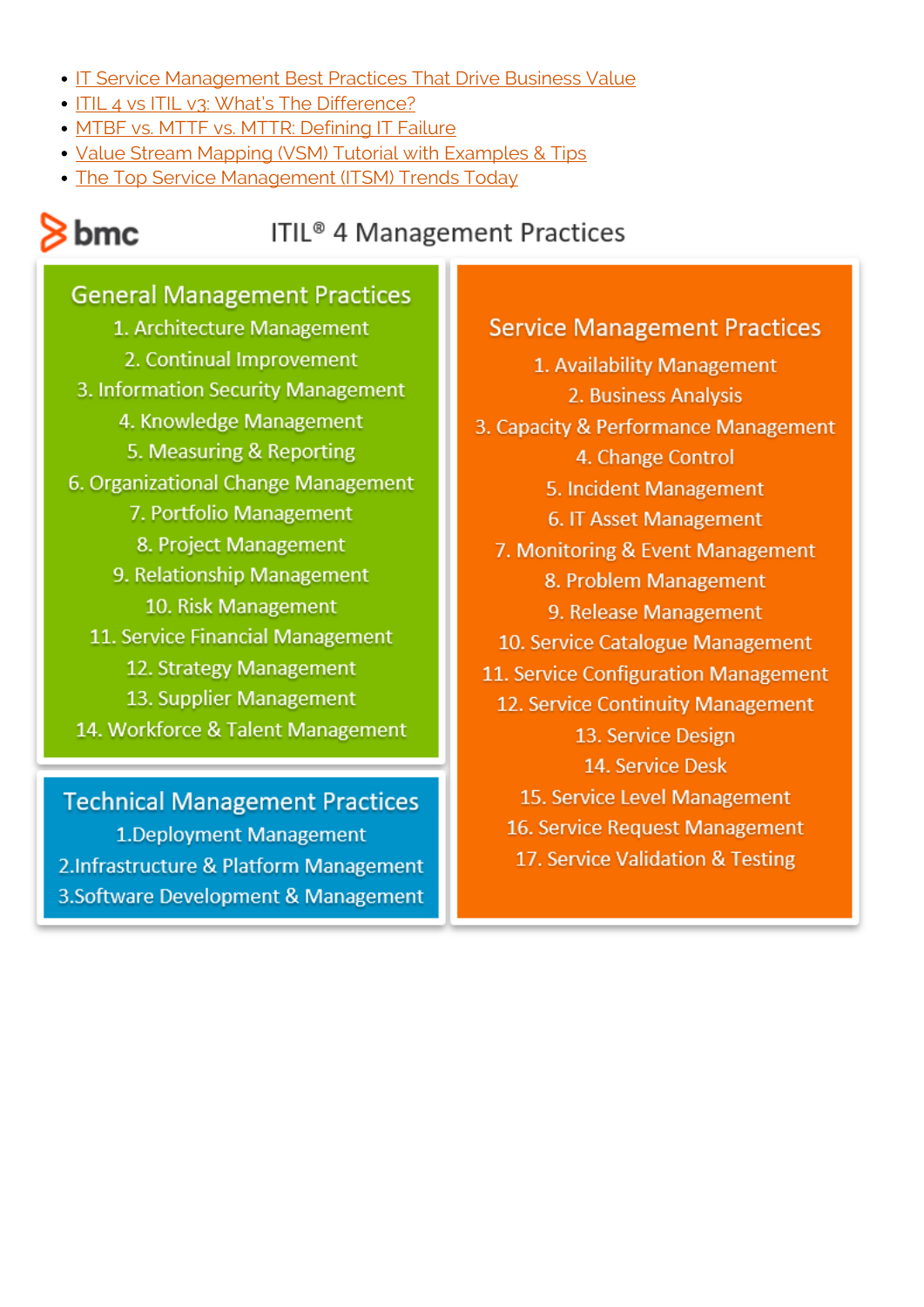- IT Service Management Best Practices That Drive Business Value
- ITIL 4 vs ITIL v3: What's The Difference?
- MTBF vs. MTTF vs. MTTR: Defining IT Failure
- Value Stream Mapping (VSM) Tutorial with Examples & Tips
- The Top Service Management (ITSM) Trends Today

bmc

ITIL® 4 Management Practices

General Management Practices

1. Architecture Management
2. Continual Improvement
3. Information Security Management
4. Knowledge Management
5. Measuring & Reporting
6. Organizational Change Management
7. Portfolio Management
8. Project Management
9. Relationship Management
10. Risk Management
11. Service Financial Management
12. Strategy Management
13. Supplier Management
14. Workforce & Talent Management

Technical Management Practices

1. Deployment Management
2. Infrastructure & Platform Management
3. Software Development & Management

Service Management Practices

1. Availability Management
2. Business Analysis
3. Capacity & Performance Management
4. Change Control
5. Incident Management
6. IT Asset Management
7. Monitoring & Event Management
8. Problem Management
9. Release Management
10. Service Catalogue Management
11. Service Configuration Management
12. Service Continuity Management
13. Service Design
14. Service Desk
15. Service Level Management
16. Service Request Management
17. Service Validation & Testing